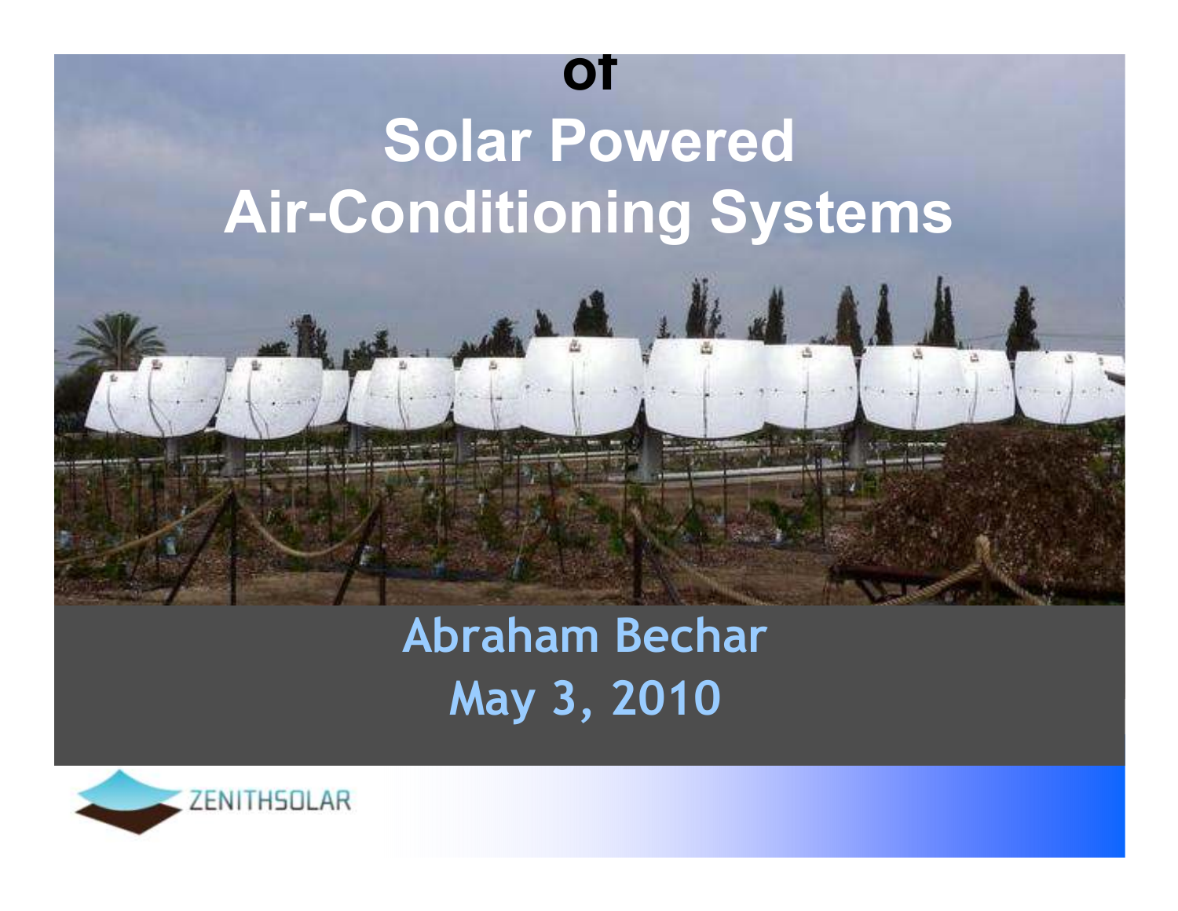of

# Solar Powered Air-Conditioning Systems

Abraham Bechar
May 3, 2010

ZENITHSOLAR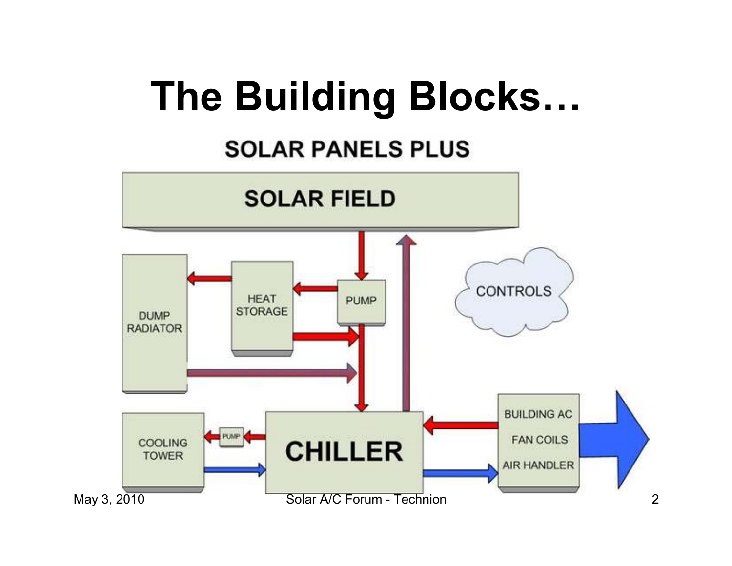# The Building Blocks…

SOLAR PANELS PLUS

SOLAR FIELD

DUMP RADIATOR

HEAT STORAGE

PUMP

CONTROLS

COOLING TOWER

PUMP

CHILLER

BUILDING AC

FAN COILS

AIR HANDLER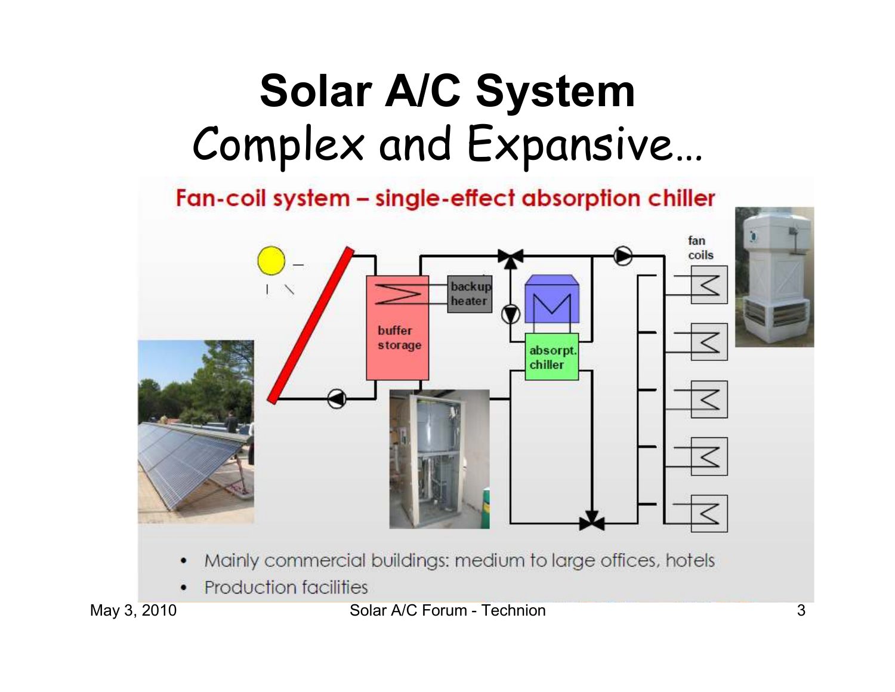# Solar A/C System
## Complex and Expansive…

### Fan-coil system – single-effect absorption chiller

fan coils

backup heater

buffer storage

absorpt. chiller

- Mainly commercial buildings: medium to large offices, hotels
- Production facilities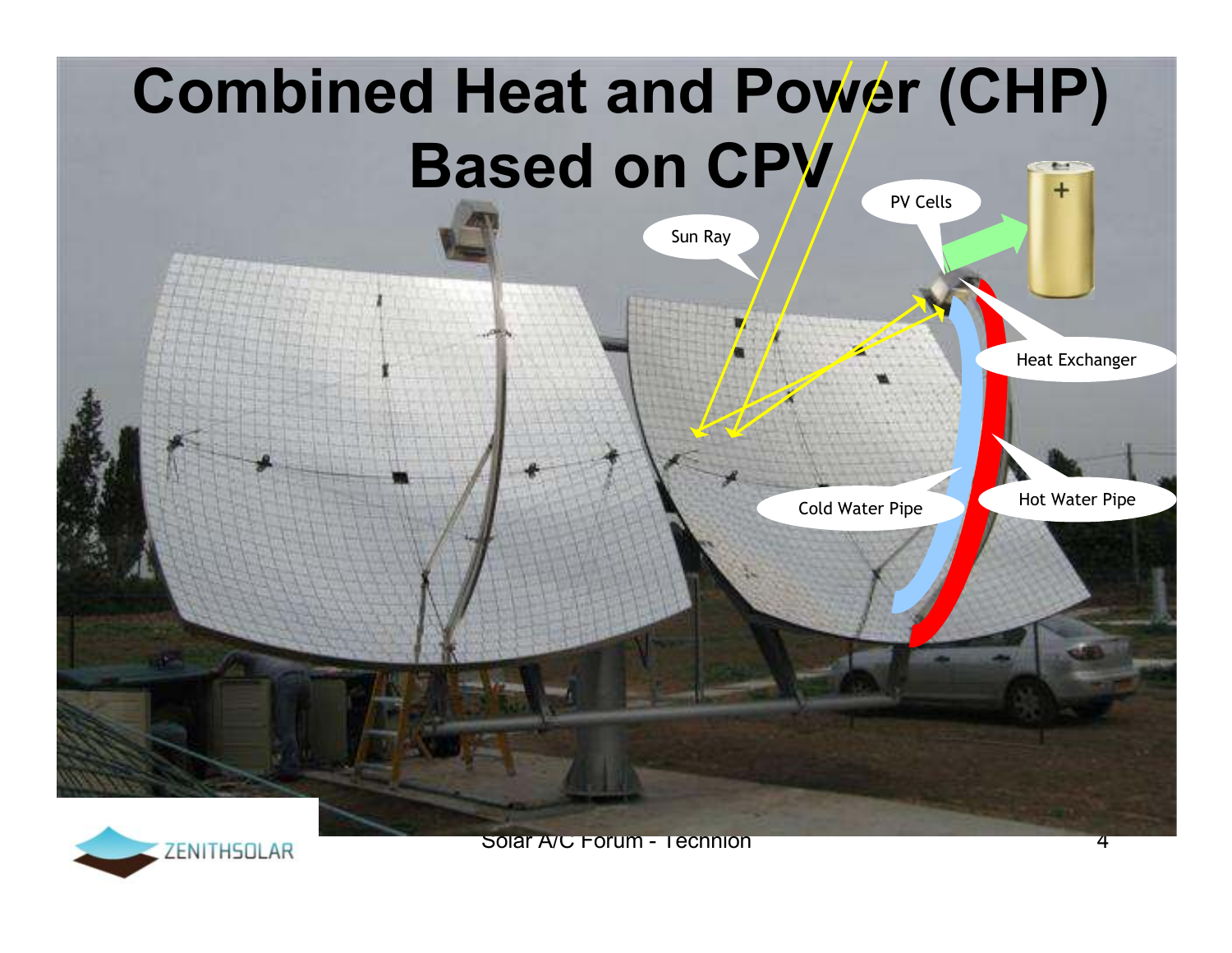# Combined Heat and Power (CHP) Based on CPV

Sun Ray

PV Cells

Heat Exchanger

Cold Water Pipe

Hot Water Pipe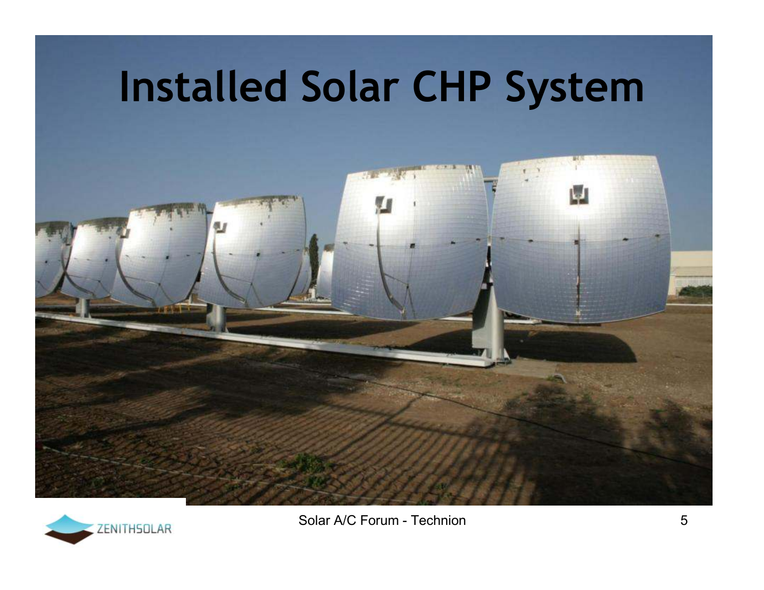# Installed Solar CHP System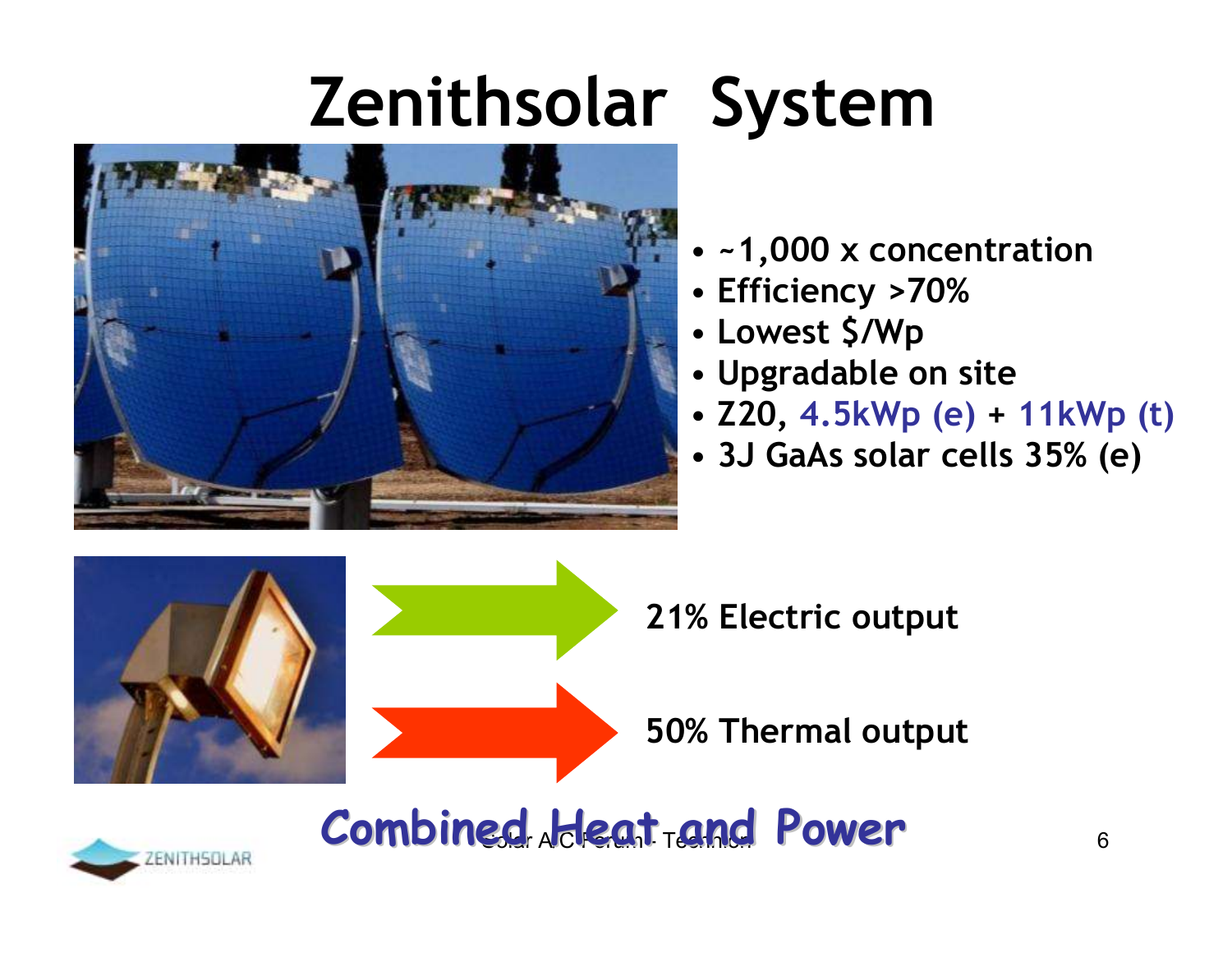# Zenithsolar System

- ~1,000 x concentration
- Efficiency >70%
- Lowest $/Wp
- Upgradable on site
- Z20, 4.5kWp (e) + 11kWp (t)
- 3J GaAs solar cells 35% (e)

**21% Electric output**

**50% Thermal output**

**Combined Heat and Power**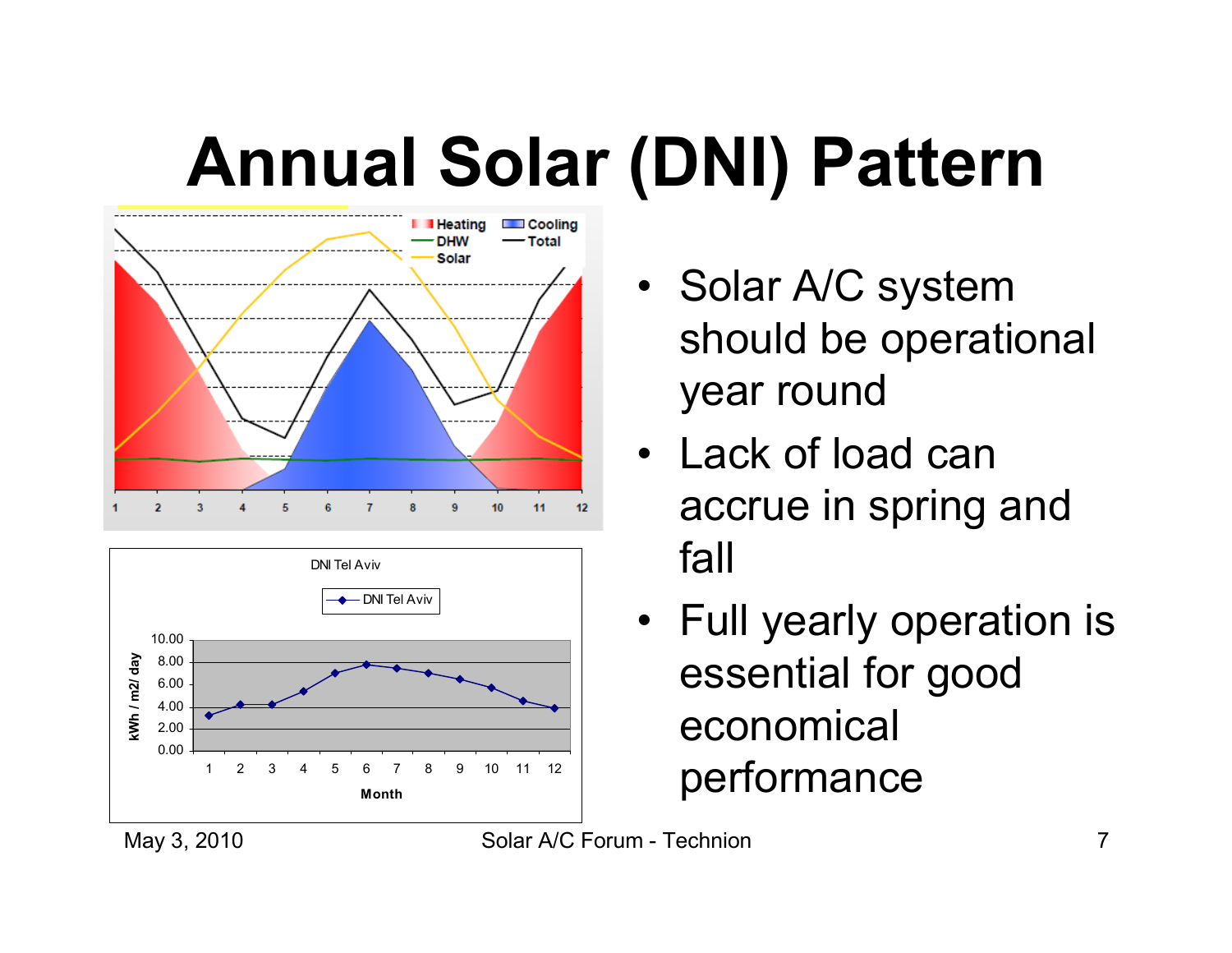# Annual Solar (DNI) Pattern

- Solar A/C system should be operational year round
- Lack of load can accrue in spring and fall
- Full yearly operation is essential for good economical performance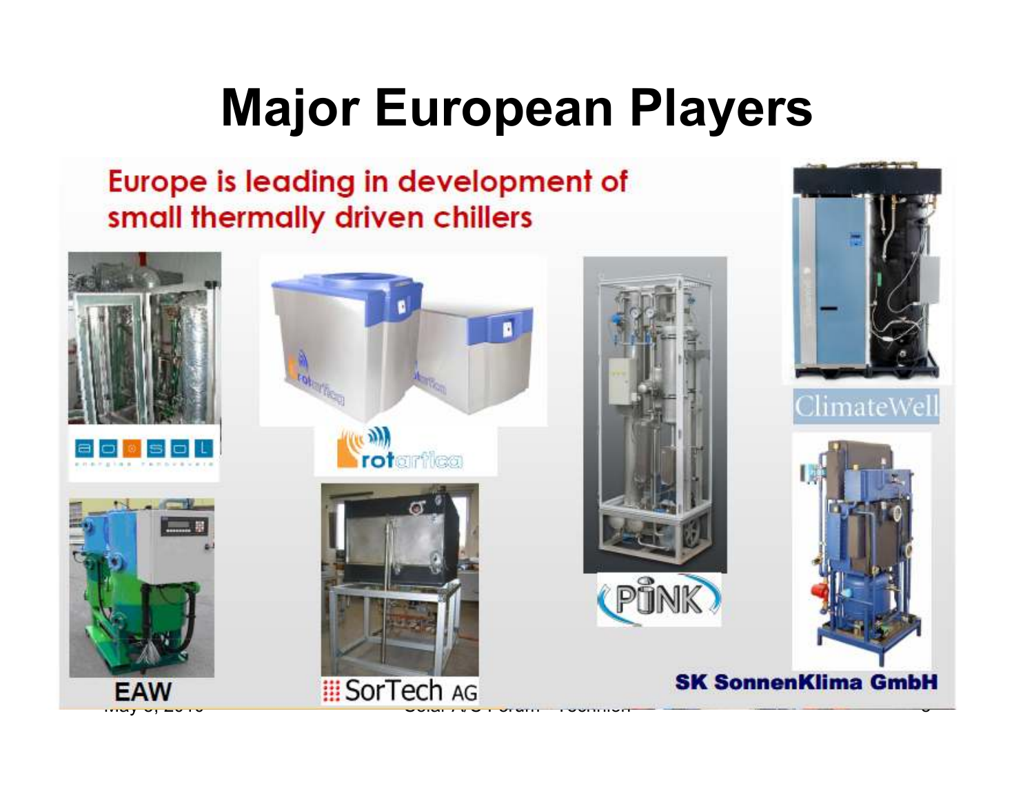# Major European Players

Europe is leading in development of small thermally driven chillers

aoSol

rotartica

ClimateWell

EAW

SorTech AG

PINK

SK SonnenKlima GmbH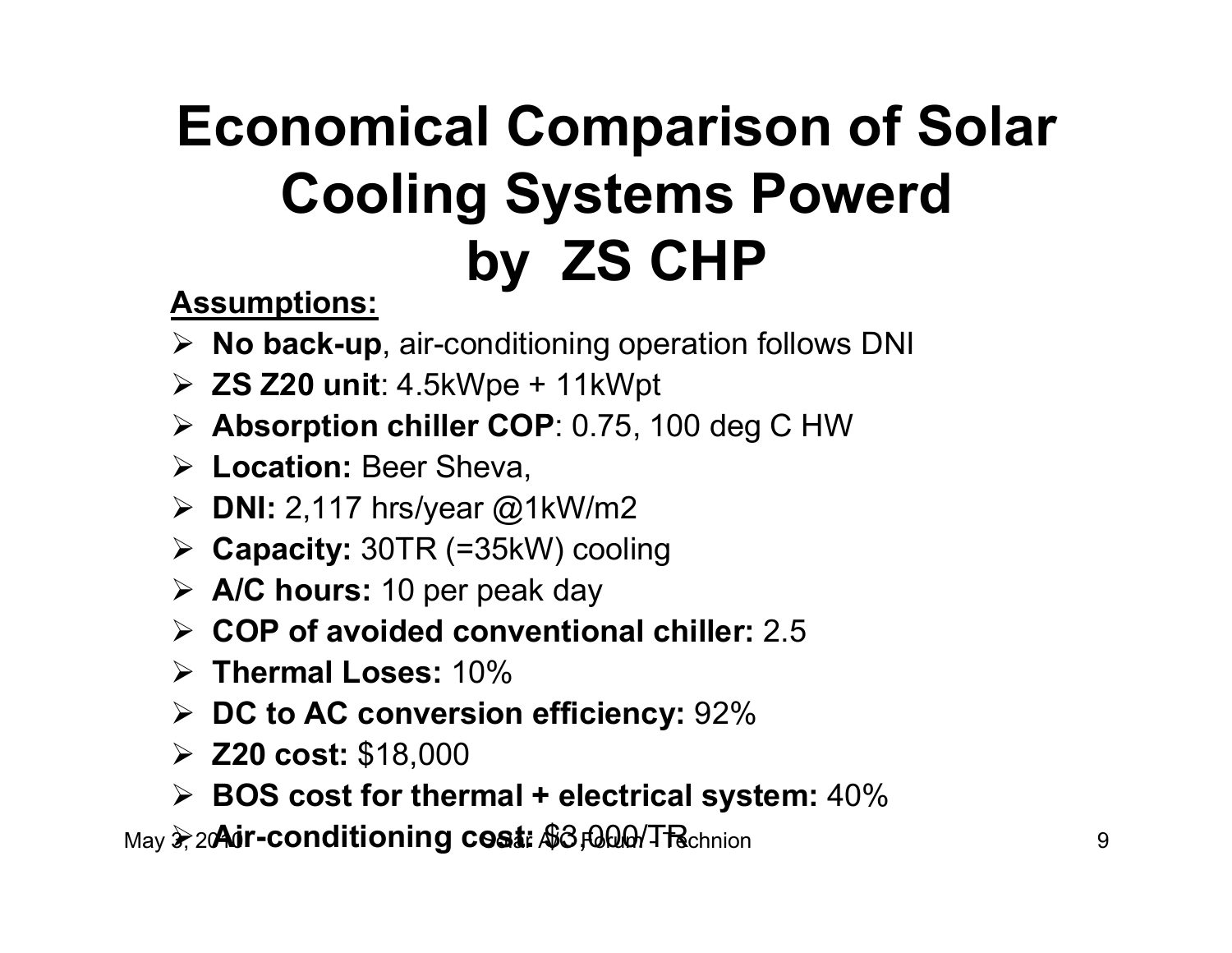# Economical Comparison of Solar Cooling Systems Powerd by ZS CHP

**Assumptions:**

- **No back-up**, air-conditioning operation follows DNI
- **ZS Z20 unit**: 4.5kWpe + 11kWpt
- **Absorption chiller COP**: 0.75, 100 deg C HW
- **Location:** Beer Sheva,
- **DNI:** 2,117 hrs/year @1kW/m2
- **Capacity:** 30TR (=35kW) cooling
- **A/C hours:** 10 per peak day
- **COP of avoided conventional chiller:** 2.5
- **Thermal Loses:** 10%
- **DC to AC conversion efficiency:** 92%
- **Z20 cost:** $18,000
- **BOS cost for thermal + electrical system:** 40%
- **Air-conditioning cost:** $3,000/TR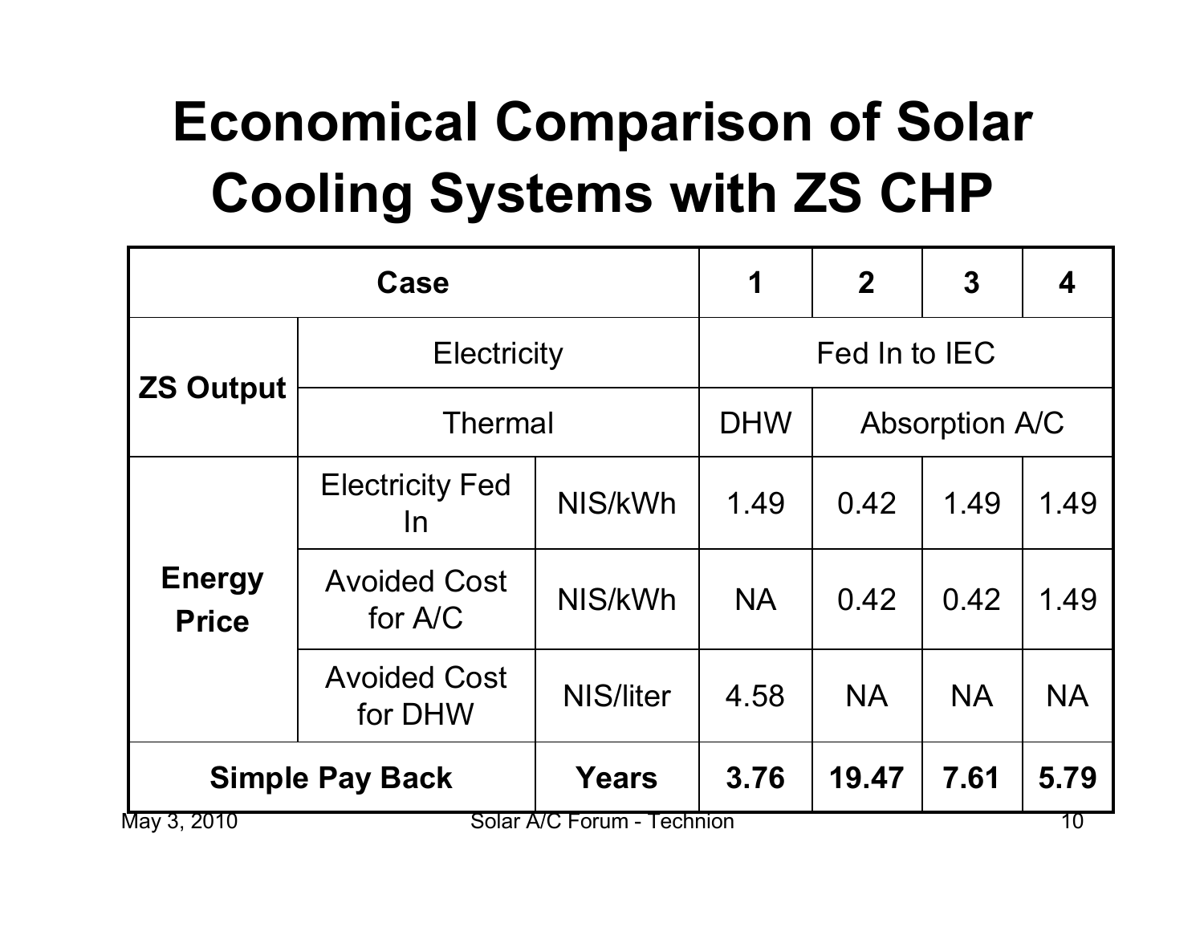# Economical Comparison of Solar Cooling Systems with ZS CHP

| Case | | | 1 | 2 | 3 | 4 |
|---|---|---|---|---|---|---|
| ZS Output | Electricity | | Fed In to IEC | | | |
| | Thermal | | DHW | Absorption A/C | | |
| Energy Price | Electricity Fed In | NIS/kWh | 1.49 | 0.42 | 1.49 | 1.49 |
| | Avoided Cost for A/C | NIS/kWh | NA | 0.42 | 0.42 | 1.49 |
| | Avoided Cost for DHW | NIS/liter | 4.58 | NA | NA | NA |
| **Simple Pay Back** | | **Years** | **3.76** | **19.47** | **7.61** | **5.79** |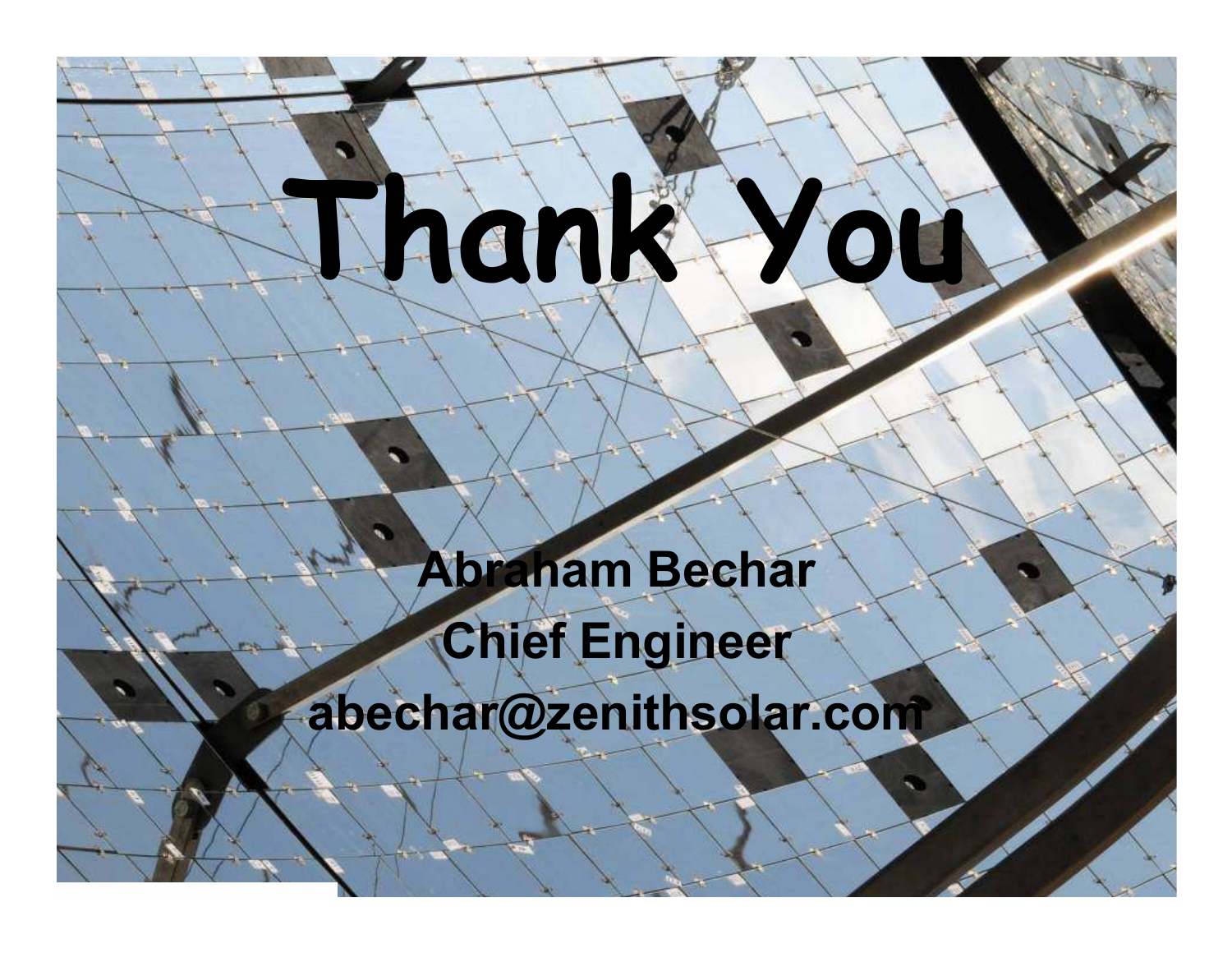# Thank You

**Abraham Bechar**

**Chief Engineer**

**abechar@zenithsolar.com**